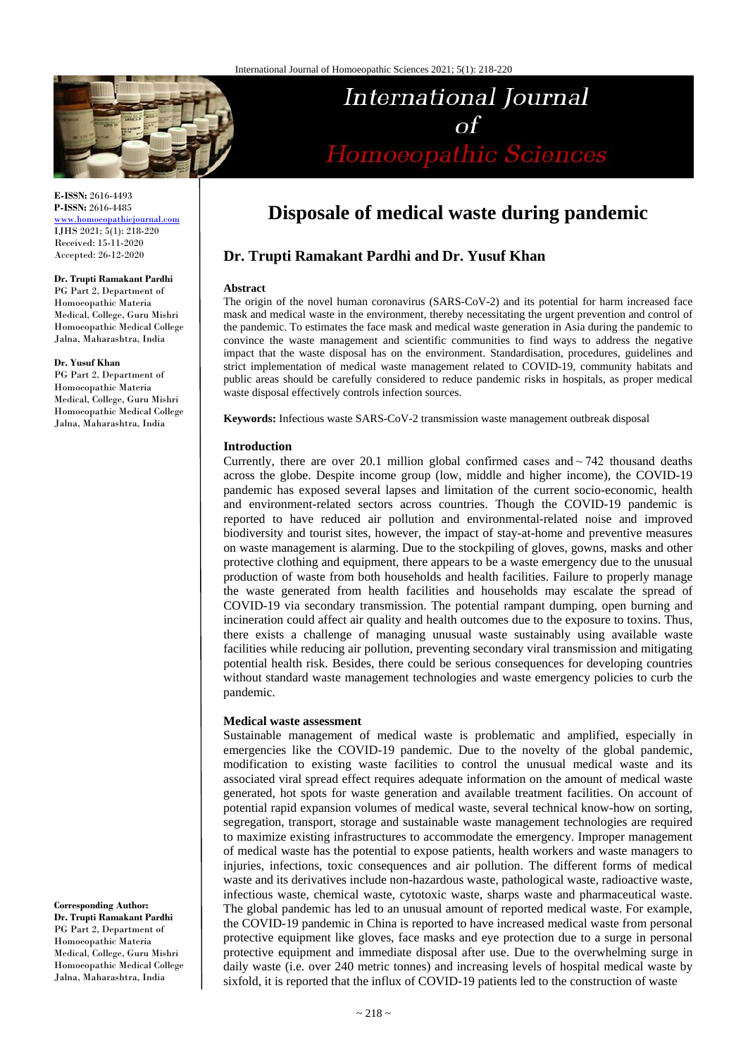# Disposale of medical waste during pandemic

## Dr. Trupti Ramakant Pardhi and Dr. Yusuf Khan

**E-ISSN:** 2616-4493
**P-ISSN:** 2616-4485
www.homoeopathicjournal.com
IJHS 2021; 5(1): 218-220
Received: 15-11-2020
Accepted: 26-12-2020

**Dr. Trupti Ramakant Pardhi**
PG Part 2, Department of Homoeopathic Materia Medical, College, Guru Mishri Homoeopathic Medical College Jalna, Maharashtra, India

**Dr. Yusuf Khan**
PG Part 2, Department of Homoeopathic Materia Medical, College, Guru Mishri Homoeopathic Medical College Jalna, Maharashtra, India

**Corresponding Author:**
**Dr. Trupti Ramakant Pardhi**
PG Part 2, Department of Homoeopathic Materia Medical, College, Guru Mishri Homoeopathic Medical College Jalna, Maharashtra, India

### Abstract

The origin of the novel human coronavirus (SARS-CoV-2) and its potential for harm increased face mask and medical waste in the environment, thereby necessitating the urgent prevention and control of the pandemic. To estimates the face mask and medical waste generation in Asia during the pandemic to convince the waste management and scientific communities to find ways to address the negative impact that the waste disposal has on the environment. Standardisation, procedures, guidelines and strict implementation of medical waste management related to COVID-19, community habitats and public areas should be carefully considered to reduce pandemic risks in hospitals, as proper medical waste disposal effectively controls infection sources.

**Keywords:** Infectious waste SARS-CoV-2 transmission waste management outbreak disposal

### Introduction

Currently, there are over 20.1 million global confirmed cases and ~ 742 thousand deaths across the globe. Despite income group (low, middle and higher income), the COVID-19 pandemic has exposed several lapses and limitation of the current socio-economic, health and environment-related sectors across countries. Though the COVID-19 pandemic is reported to have reduced air pollution and environmental-related noise and improved biodiversity and tourist sites, however, the impact of stay-at-home and preventive measures on waste management is alarming. Due to the stockpiling of gloves, gowns, masks and other protective clothing and equipment, there appears to be a waste emergency due to the unusual production of waste from both households and health facilities. Failure to properly manage the waste generated from health facilities and households may escalate the spread of COVID-19 via secondary transmission. The potential rampant dumping, open burning and incineration could affect air quality and health outcomes due to the exposure to toxins. Thus, there exists a challenge of managing unusual waste sustainably using available waste facilities while reducing air pollution, preventing secondary viral transmission and mitigating potential health risk. Besides, there could be serious consequences for developing countries without standard waste management technologies and waste emergency policies to curb the pandemic.

### Medical waste assessment

Sustainable management of medical waste is problematic and amplified, especially in emergencies like the COVID-19 pandemic. Due to the novelty of the global pandemic, modification to existing waste facilities to control the unusual medical waste and its associated viral spread effect requires adequate information on the amount of medical waste generated, hot spots for waste generation and available treatment facilities. On account of potential rapid expansion volumes of medical waste, several technical know-how on sorting, segregation, transport, storage and sustainable waste management technologies are required to maximize existing infrastructures to accommodate the emergency. Improper management of medical waste has the potential to expose patients, health workers and waste managers to injuries, infections, toxic consequences and air pollution. The different forms of medical waste and its derivatives include non-hazardous waste, pathological waste, radioactive waste, infectious waste, chemical waste, cytotoxic waste, sharps waste and pharmaceutical waste. The global pandemic has led to an unusual amount of reported medical waste. For example, the COVID-19 pandemic in China is reported to have increased medical waste from personal protective equipment like gloves, face masks and eye protection due to a surge in personal protective equipment and immediate disposal after use. Due to the overwhelming surge in daily waste (i.e. over 240 metric tonnes) and increasing levels of hospital medical waste by sixfold, it is reported that the influx of COVID-19 patients led to the construction of waste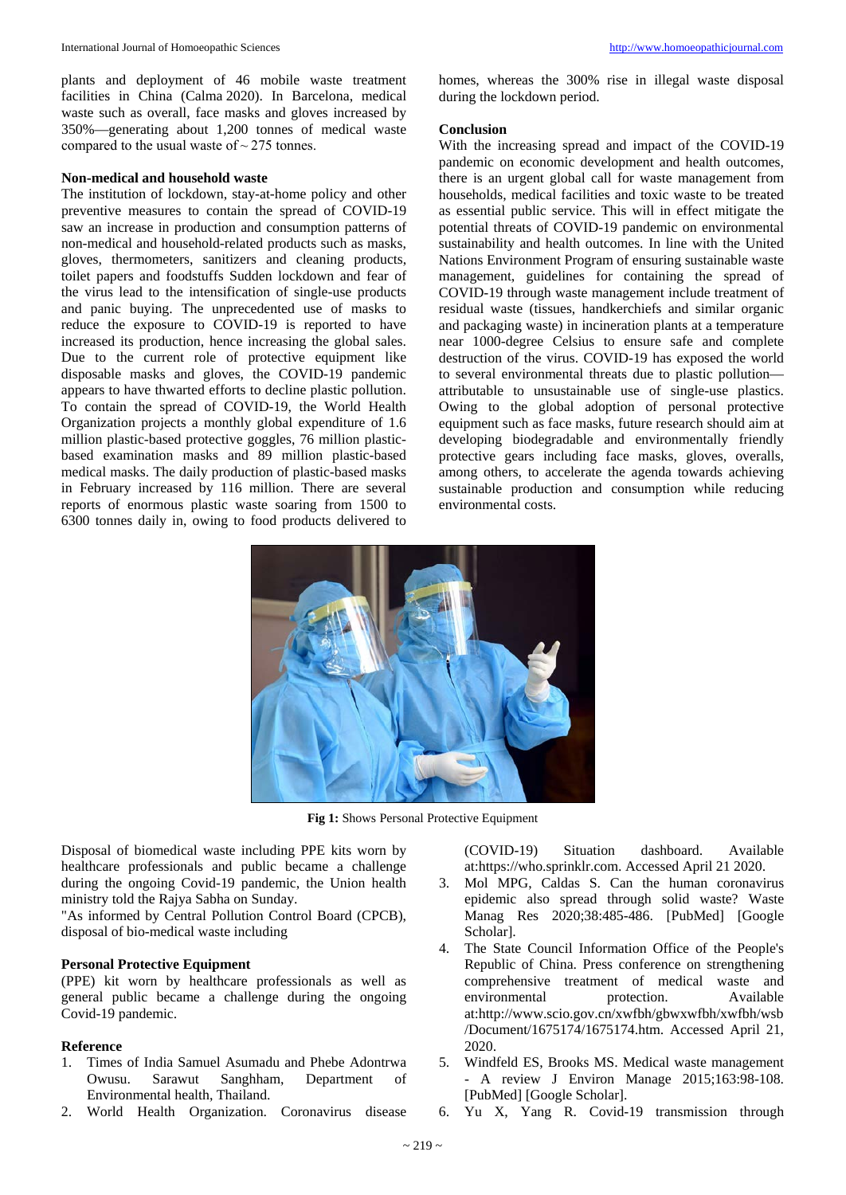plants and deployment of 46 mobile waste treatment facilities in China (Calma 2020). In Barcelona, medical waste such as overall, face masks and gloves increased by 350%—generating about 1,200 tonnes of medical waste compared to the usual waste of ~ 275 tonnes.

**Non-medical and household waste**

The institution of lockdown, stay-at-home policy and other preventive measures to contain the spread of COVID-19 saw an increase in production and consumption patterns of non-medical and household-related products such as masks, gloves, thermometers, sanitizers and cleaning products, toilet papers and foodstuffs Sudden lockdown and fear of the virus lead to the intensification of single-use products and panic buying. The unprecedented use of masks to reduce the exposure to COVID-19 is reported to have increased its production, hence increasing the global sales. Due to the current role of protective equipment like disposable masks and gloves, the COVID-19 pandemic appears to have thwarted efforts to decline plastic pollution. To contain the spread of COVID-19, the World Health Organization projects a monthly global expenditure of 1.6 million plastic-based protective goggles, 76 million plastic-based examination masks and 89 million plastic-based medical masks. The daily production of plastic-based masks in February increased by 116 million. There are several reports of enormous plastic waste soaring from 1500 to 6300 tonnes daily in, owing to food products delivered to homes, whereas the 300% rise in illegal waste disposal during the lockdown period.

**Conclusion**

With the increasing spread and impact of the COVID-19 pandemic on economic development and health outcomes, there is an urgent global call for waste management from households, medical facilities and toxic waste to be treated as essential public service. This will in effect mitigate the potential threats of COVID-19 pandemic on environmental sustainability and health outcomes. In line with the United Nations Environment Program of ensuring sustainable waste management, guidelines for containing the spread of COVID-19 through waste management include treatment of residual waste (tissues, handkerchiefs and similar organic and packaging waste) in incineration plants at a temperature near 1000-degree Celsius to ensure safe and complete destruction of the virus. COVID-19 has exposed the world to several environmental threats due to plastic pollution—attributable to unsustainable use of single-use plastics. Owing to the global adoption of personal protective equipment such as face masks, future research should aim at developing biodegradable and environmentally friendly protective gears including face masks, gloves, overalls, among others, to accelerate the agenda towards achieving sustainable production and consumption while reducing environmental costs.

**Fig 1:** Shows Personal Protective Equipment

Disposal of biomedical waste including PPE kits worn by healthcare professionals and public became a challenge during the ongoing Covid-19 pandemic, the Union health ministry told the Rajya Sabha on Sunday.

"As informed by Central Pollution Control Board (CPCB), disposal of bio-medical waste including

**Personal Protective Equipment**

(PPE) kit worn by healthcare professionals as well as general public became a challenge during the ongoing Covid-19 pandemic.

**Reference**

1. Times of India Samuel Asumadu and Phebe Adontrwa Owusu. Sarawut Sanghham, Department of Environmental health, Thailand.
2. World Health Organization. Coronavirus disease (COVID-19) Situation dashboard. Available at:https://who.sprinklr.com. Accessed April 21 2020.
3. Mol MPG, Caldas S. Can the human coronavirus epidemic also spread through solid waste? Waste Manag Res 2020;38:485-486. [PubMed] [Google Scholar].
4. The State Council Information Office of the People's Republic of China. Press conference on strengthening comprehensive treatment of medical waste and environmental protection. Available at:http://www.scio.gov.cn/xwfbh/gbwxwfbh/xwfbh/wsb/Document/1675174/1675174.htm. Accessed April 21, 2020.
5. Windfeld ES, Brooks MS. Medical waste management - A review J Environ Manage 2015;163:98-108. [PubMed] [Google Scholar].
6. Yu X, Yang R. Covid-19 transmission through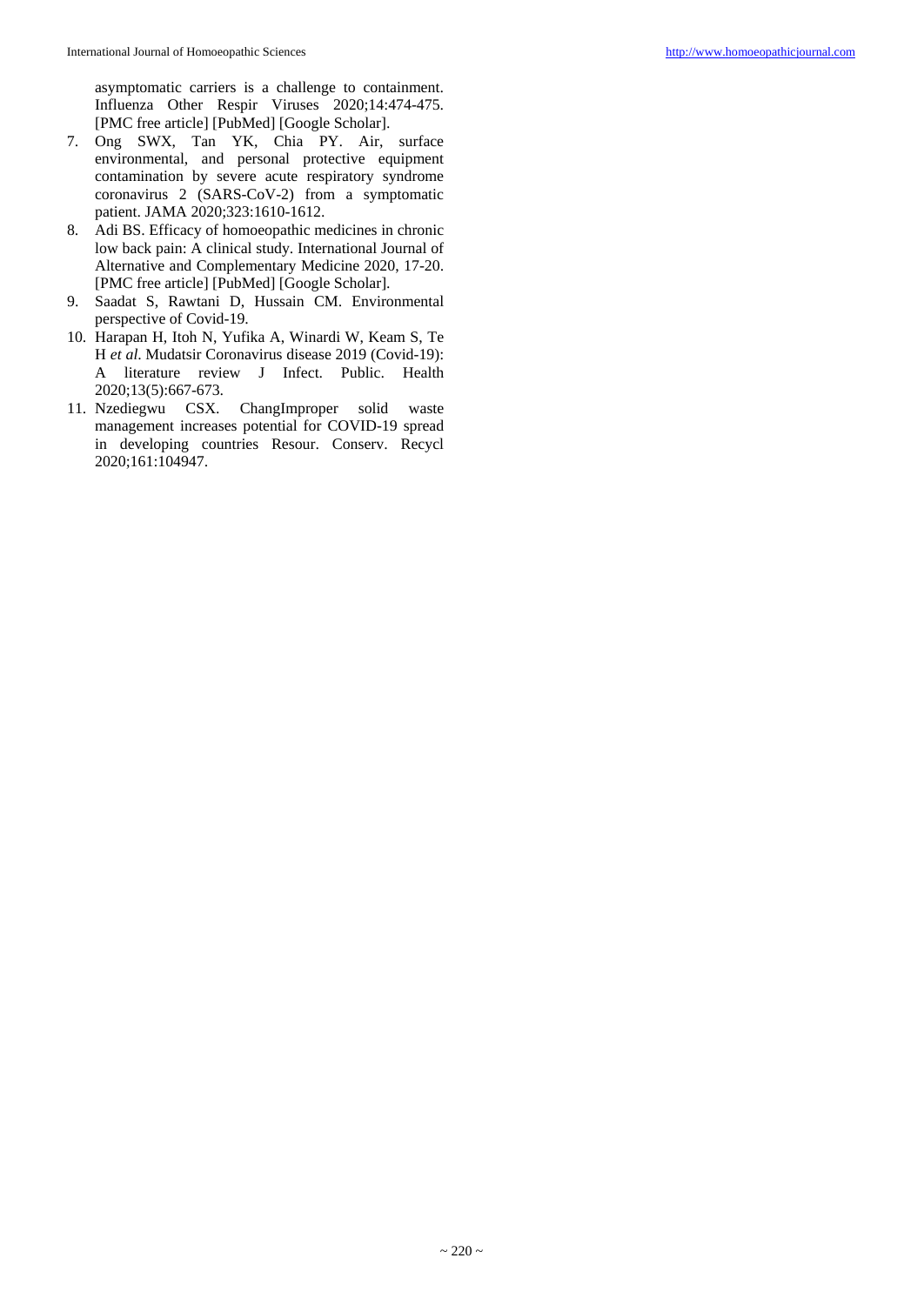asymptomatic carriers is a challenge to containment. Influenza Other Respir Viruses 2020;14:474-475. [PMC free article] [PubMed] [Google Scholar].

7. Ong SWX, Tan YK, Chia PY. Air, surface environmental, and personal protective equipment contamination by severe acute respiratory syndrome coronavirus 2 (SARS-CoV-2) from a symptomatic patient. JAMA 2020;323:1610-1612.
8. Adi BS. Efficacy of homoeopathic medicines in chronic low back pain: A clinical study. International Journal of Alternative and Complementary Medicine 2020, 17-20. [PMC free article] [PubMed] [Google Scholar].
9. Saadat S, Rawtani D, Hussain CM. Environmental perspective of Covid-19.
10. Harapan H, Itoh N, Yufika A, Winardi W, Keam S, Te H *et al*. Mudatsir Coronavirus disease 2019 (Covid-19): A literature review J Infect. Public. Health 2020;13(5):667-673.
11. Nzediegwu CSX. ChangImproper solid waste management increases potential for COVID-19 spread in developing countries Resour. Conserv. Recycl 2020;161:104947.